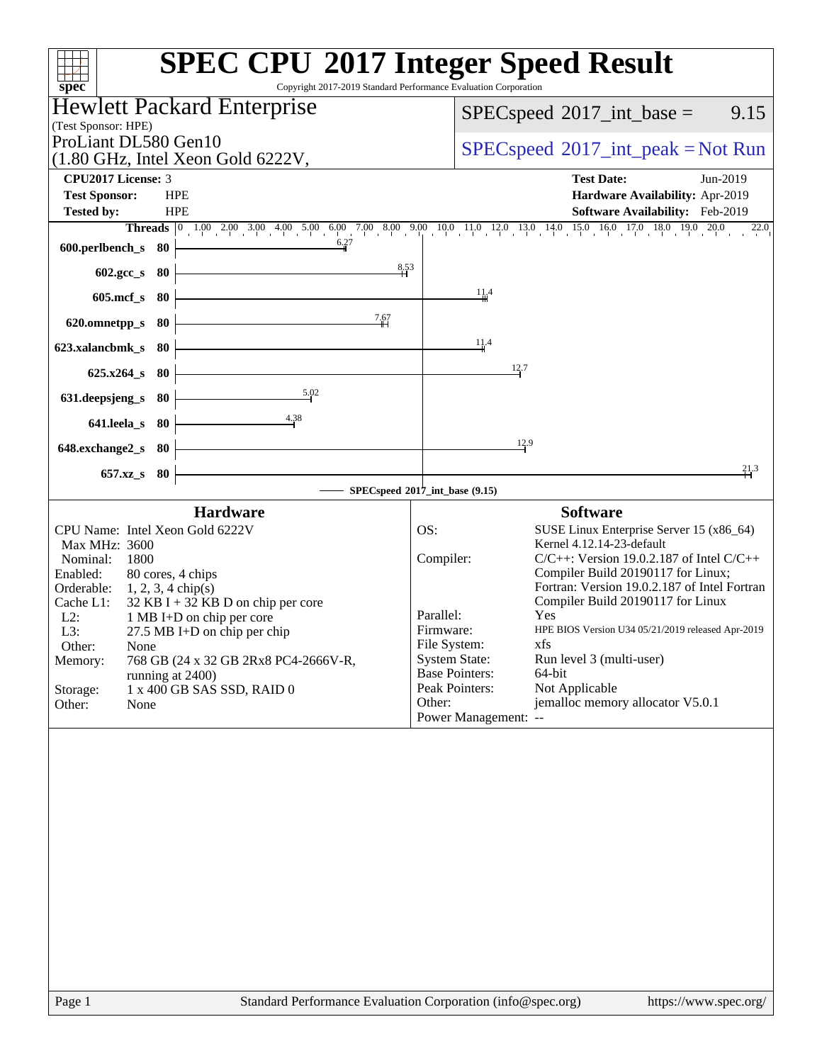# SPEC CPU 2017 Integer Speed Result

Copyright 2017-2019 Standard Performance Evaluation Corporation

**Hewlett Packard Enterprise**
(Test Sponsor: HPE)
ProLiant DL580 Gen10
(1.80 GHz, Intel Xeon Gold 6222V,

SPECspeed 2017_int_base = 9.15

SPECspeed 2017_int_peak = Not Run

| | | | |
|---|---|---|---|
| **CPU2017 License:** | 3 | **Test Date:** | Jun-2019 |
| **Test Sponsor:** | HPE | **Hardware Availability:** | Apr-2019 |
| **Tested by:** | HPE | **Software Availability:** | Feb-2019 |

| Benchmark | Threads | Base |
|---|---|---|
| 600.perlbench_s | 80 | 6.27 |
| 602.gcc_s | 80 | 8.53 |
| 605.mcf_s | 80 | 11.4 |
| 620.omnetpp_s | 80 | 7.67 |
| 623.xalancbmk_s | 80 | 11.4 |
| 625.x264_s | 80 | 12.7 |
| 631.deepsjeng_s | 80 | 5.02 |
| 641.leela_s | 80 | 4.38 |
| 648.exchange2_s | 80 | 12.9 |
| 657.xz_s | 80 | 21.3 |

SPECspeed 2017_int_base (9.15)

## Hardware

| | |
|---|---|
| CPU Name: | Intel Xeon Gold 6222V |
| Max MHz: | 3600 |
| Nominal: | 1800 |
| Enabled: | 80 cores, 4 chips |
| Orderable: | 1, 2, 3, 4 chip(s) |
| Cache L1: | 32 KB I + 32 KB D on chip per core |
| L2: | 1 MB I+D on chip per core |
| L3: | 27.5 MB I+D on chip per chip |
| Other: | None |
| Memory: | 768 GB (24 x 32 GB 2Rx8 PC4-2666V-R, running at 2400) |
| Storage: | 1 x 400 GB SAS SSD, RAID 0 |
| Other: | None |

## Software

| | |
|---|---|
| OS: | SUSE Linux Enterprise Server 15 (x86_64) Kernel 4.12.14-23-default |
| Compiler: | C/C++: Version 19.0.2.187 of Intel C/C++ Compiler Build 20190117 for Linux; Fortran: Version 19.0.2.187 of Intel Fortran Compiler Build 20190117 for Linux |
| Parallel: | Yes |
| Firmware: | HPE BIOS Version U34 05/21/2019 released Apr-2019 |
| File System: | xfs |
| System State: | Run level 3 (multi-user) |
| Base Pointers: | 64-bit |
| Peak Pointers: | Not Applicable |
| Other: | jemalloc memory allocator V5.0.1 |
| Power Management: | -- |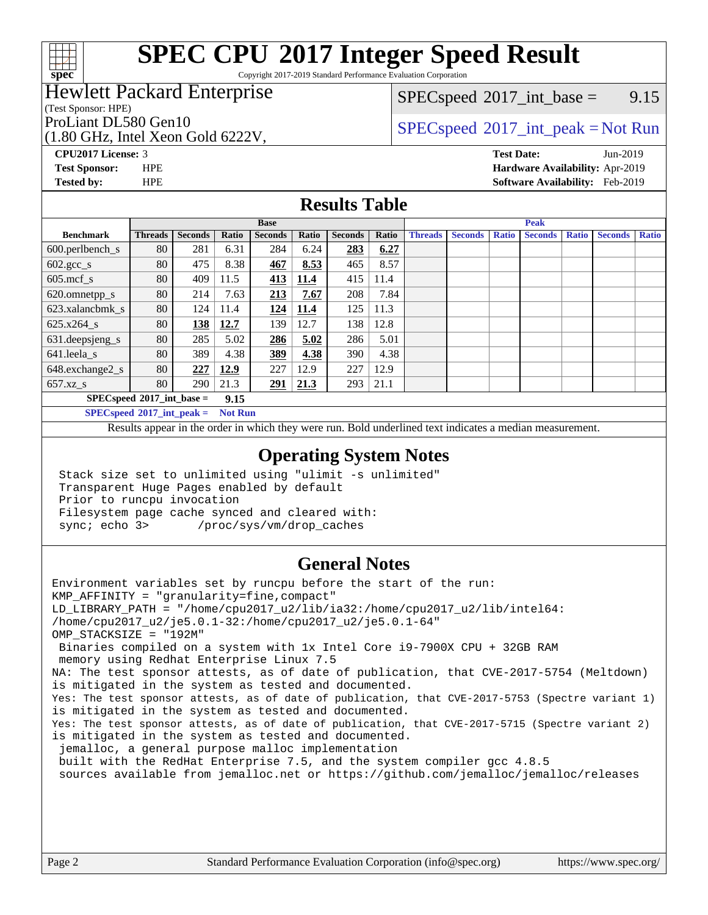# SPEC CPU 2017 Integer Speed Result

Copyright 2017-2019 Standard Performance Evaluation Corporation

## Hewlett Packard Enterprise

(Test Sponsor: HPE)

ProLiant DL580 Gen10
(1.80 GHz, Intel Xeon Gold 6222V,

SPECspeed 2017_int_base = 9.15

SPECspeed 2017_int_peak = Not Run

**CPU2017 License:** 3
**Test Sponsor:** HPE
**Tested by:** HPE

**Test Date:** Jun-2019
**Hardware Availability:** Apr-2019
**Software Availability:** Feb-2019

## Results Table

| Benchmark | Base | | | | | | | Peak | | | | | | |
|---|---|---|---|---|---|---|---|---|---|---|---|---|---|---|
| | Threads | Seconds | Ratio | Seconds | Ratio | Seconds | Ratio | Threads | Seconds | Ratio | Seconds | Ratio | Seconds | Ratio |
| 600.perlbench_s | 80 | 281 | 6.31 | 284 | 6.24 | **283** | **6.27** | | | | | | | |
| 602.gcc_s | 80 | 475 | 8.38 | **467** | **8.53** | 465 | 8.57 | | | | | | | |
| 605.mcf_s | 80 | 409 | 11.5 | **413** | **11.4** | 415 | 11.4 | | | | | | | |
| 620.omnetpp_s | 80 | 214 | 7.63 | **213** | **7.67** | 208 | 7.84 | | | | | | | |
| 623.xalancbmk_s | 80 | 124 | 11.4 | **124** | **11.4** | 125 | 11.3 | | | | | | | |
| 625.x264_s | 80 | **138** | **12.7** | 139 | 12.7 | 138 | 12.8 | | | | | | | |
| 631.deepsjeng_s | 80 | 285 | 5.02 | **286** | **5.02** | 286 | 5.01 | | | | | | | |
| 641.leela_s | 80 | 389 | 4.38 | **389** | **4.38** | 390 | 4.38 | | | | | | | |
| 648.exchange2_s | 80 | **227** | **12.9** | 227 | 12.9 | 227 | 12.9 | | | | | | | |
| 657.xz_s | 80 | 290 | 21.3 | **291** | **21.3** | 293 | 21.1 | | | | | | | |

**SPECspeed 2017_int_base = 9.15**

**SPECspeed 2017_int_peak = Not Run**

Results appear in the order in which they were run. Bold underlined text indicates a median measurement.

## Operating System Notes

```
Stack size set to unlimited using "ulimit -s unlimited"
Transparent Huge Pages enabled by default
Prior to runcpu invocation
Filesystem page cache synced and cleared with:
sync; echo 3>       /proc/sys/vm/drop_caches
```

## General Notes

```
Environment variables set by runcpu before the start of the run:
KMP_AFFINITY = "granularity=fine,compact"
LD_LIBRARY_PATH = "/home/cpu2017_u2/lib/ia32:/home/cpu2017_u2/lib/intel64:
/home/cpu2017_u2/je5.0.1-32:/home/cpu2017_u2/je5.0.1-64"
OMP_STACKSIZE = "192M"
 Binaries compiled on a system with 1x Intel Core i9-7900X CPU + 32GB RAM
 memory using Redhat Enterprise Linux 7.5
NA: The test sponsor attests, as of date of publication, that CVE-2017-5754 (Meltdown)
is mitigated in the system as tested and documented.
Yes: The test sponsor attests, as of date of publication, that CVE-2017-5753 (Spectre variant 1)
is mitigated in the system as tested and documented.
Yes: The test sponsor attests, as of date of publication, that CVE-2017-5715 (Spectre variant 2)
is mitigated in the system as tested and documented.
 jemalloc, a general purpose malloc implementation
 built with the RedHat Enterprise 7.5, and the system compiler gcc 4.8.5
 sources available from jemalloc.net or https://github.com/jemalloc/jemalloc/releases
```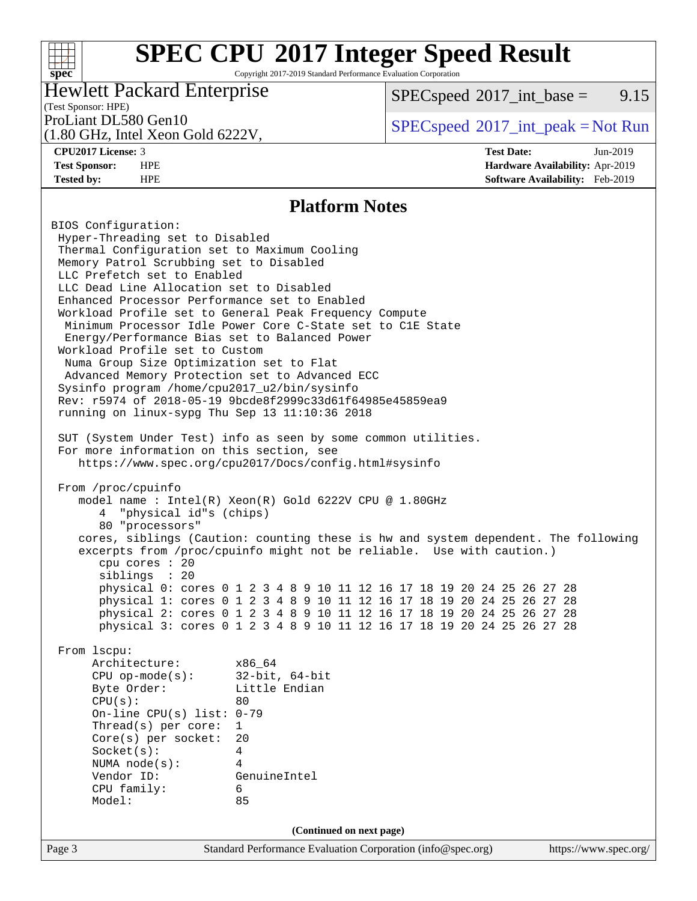## Platform Notes

```
BIOS Configuration:
 Hyper-Threading set to Disabled
 Thermal Configuration set to Maximum Cooling
 Memory Patrol Scrubbing set to Disabled
 LLC Prefetch set to Enabled
 LLC Dead Line Allocation set to Disabled
 Enhanced Processor Performance set to Enabled
 Workload Profile set to General Peak Frequency Compute
  Minimum Processor Idle Power Core C-State set to C1E State
  Energy/Performance Bias set to Balanced Power
 Workload Profile set to Custom
  Numa Group Size Optimization set to Flat
  Advanced Memory Protection set to Advanced ECC
 Sysinfo program /home/cpu2017_u2/bin/sysinfo
 Rev: r5974 of 2018-05-19 9bcde8f2999c33d61f64985e45859ea9
 running on linux-sypg Thu Sep 13 11:10:36 2018

 SUT (System Under Test) info as seen by some common utilities.
 For more information on this section, see
    https://www.spec.org/cpu2017/Docs/config.html#sysinfo

 From /proc/cpuinfo
    model name : Intel(R) Xeon(R) Gold 6222V CPU @ 1.80GHz
       4  "physical id"s (chips)
       80 "processors"
    cores, siblings (Caution: counting these is hw and system dependent. The following
    excerpts from /proc/cpuinfo might not be reliable.  Use with caution.)
       cpu cores : 20
       siblings  : 20
       physical 0: cores 0 1 2 3 4 8 9 10 11 12 16 17 18 19 20 24 25 26 27 28
       physical 1: cores 0 1 2 3 4 8 9 10 11 12 16 17 18 19 20 24 25 26 27 28
       physical 2: cores 0 1 2 3 4 8 9 10 11 12 16 17 18 19 20 24 25 26 27 28
       physical 3: cores 0 1 2 3 4 8 9 10 11 12 16 17 18 19 20 24 25 26 27 28

 From lscpu:
      Architecture:          x86_64
      CPU op-mode(s):        32-bit, 64-bit
      Byte Order:            Little Endian
      CPU(s):                80
      On-line CPU(s) list:   0-79
      Thread(s) per core:    1
      Core(s) per socket:    20
      Socket(s):             4
      NUMA node(s):          4
      Vendor ID:             GenuineIntel
      CPU family:            6
      Model:                 85
```

(Continued on next page)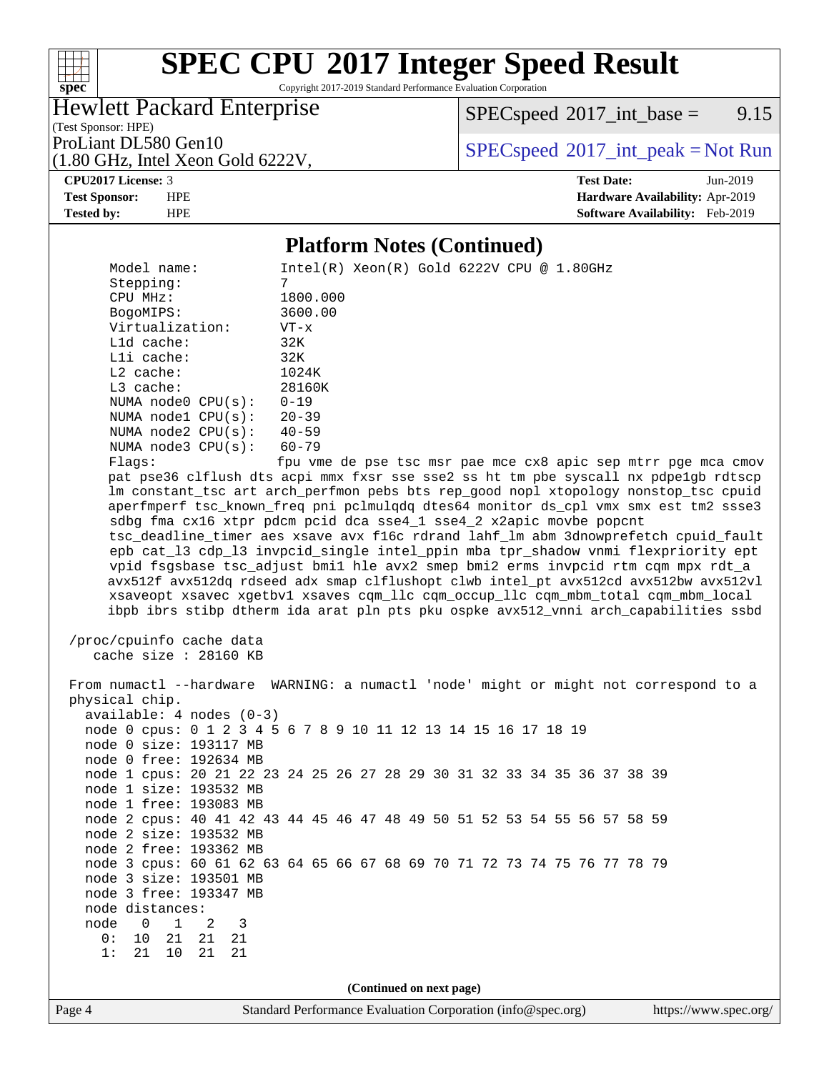# SPEC CPU 2017 Integer Speed Result

Copyright 2017-2019 Standard Performance Evaluation Corporation

Hewlett Packard Enterprise
(Test Sponsor: HPE)
ProLiant DL580 Gen10
(1.80 GHz, Intel Xeon Gold 6222V,

SPECspeed 2017_int_base = 9.15

SPECspeed 2017_int_peak = Not Run

**CPU2017 License:** 3
**Test Sponsor:** HPE
**Tested by:** HPE

**Test Date:** Jun-2019
**Hardware Availability:** Apr-2019
**Software Availability:** Feb-2019

## Platform Notes (Continued)

```
     Model name:          Intel(R) Xeon(R) Gold 6222V CPU @ 1.80GHz
     Stepping:            7
     CPU MHz:             1800.000
     BogoMIPS:            3600.00
     Virtualization:      VT-x
     L1d cache:           32K
     L1i cache:           32K
     L2 cache:            1024K
     L3 cache:            28160K
     NUMA node0 CPU(s):   0-19
     NUMA node1 CPU(s):   20-39
     NUMA node2 CPU(s):   40-59
     NUMA node3 CPU(s):   60-79
     Flags:               fpu vme de pse tsc msr pae mce cx8 apic sep mtrr pge mca cmov
     pat pse36 clflush dts acpi mmx fxsr sse sse2 ss ht tm pbe syscall nx pdpe1gb rdtscp
     lm constant_tsc art arch_perfmon pebs bts rep_good nopl xtopology nonstop_tsc cpuid
     aperfmperf tsc_known_freq pni pclmulqdq dtes64 monitor ds_cpl vmx smx est tm2 ssse3
     sdbg fma cx16 xtpr pdcm pcid dca sse4_1 sse4_2 x2apic movbe popcnt
     tsc_deadline_timer aes xsave avx f16c rdrand lahf_lm abm 3dnowprefetch cpuid_fault
     epb cat_l3 cdp_l3 invpcid_single intel_ppin mba tpr_shadow vnmi flexpriority ept
     vpid fsgsbase tsc_adjust bmi1 hle avx2 smep bmi2 erms invpcid rtm cqm mpx rdt_a
     avx512f avx512dq rdseed adx smap clflushopt clwb intel_pt avx512cd avx512bw avx512vl
     xsaveopt xsavec xgetbv1 xsaves cqm_llc cqm_occup_llc cqm_mbm_total cqm_mbm_local
     ibpb ibrs stibp dtherm ida arat pln pts pku ospke avx512_vnni arch_capabilities ssbd

 /proc/cpuinfo cache data
    cache size : 28160 KB

 From numactl --hardware  WARNING: a numactl 'node' might or might not correspond to a
 physical chip.
   available: 4 nodes (0-3)
   node 0 cpus: 0 1 2 3 4 5 6 7 8 9 10 11 12 13 14 15 16 17 18 19
   node 0 size: 193117 MB
   node 0 free: 192634 MB
   node 1 cpus: 20 21 22 23 24 25 26 27 28 29 30 31 32 33 34 35 36 37 38 39
   node 1 size: 193532 MB
   node 1 free: 193083 MB
   node 2 cpus: 40 41 42 43 44 45 46 47 48 49 50 51 52 53 54 55 56 57 58 59
   node 2 size: 193532 MB
   node 2 free: 193362 MB
   node 3 cpus: 60 61 62 63 64 65 66 67 68 69 70 71 72 73 74 75 76 77 78 79
   node 3 size: 193501 MB
   node 3 free: 193347 MB
   node distances:
   node   0   1   2   3
     0:  10  21  21  21
     1:  21  10  21  21
```

(Continued on next page)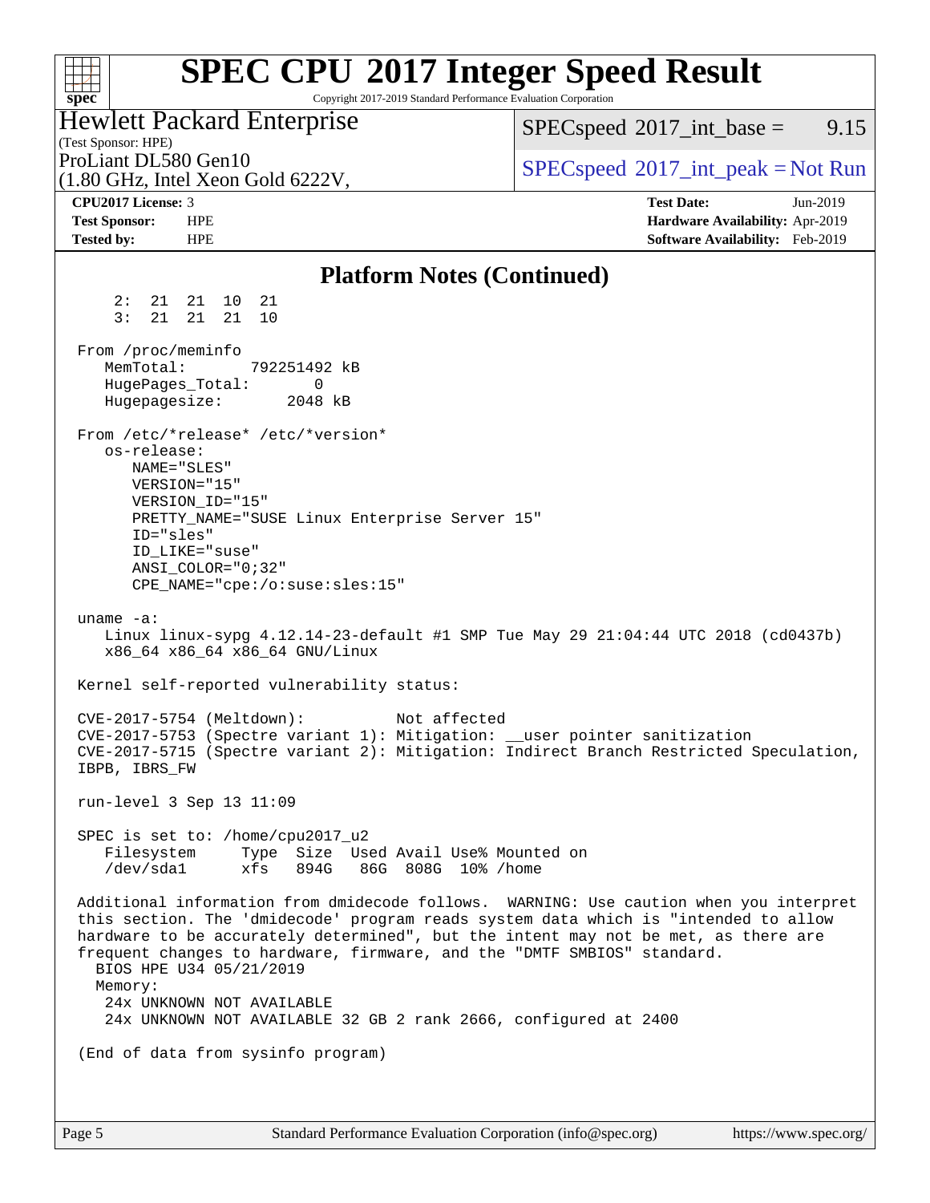## Platform Notes (Continued)

```
     2:  21  21  10  21
     3:  21  21  21  10

 From /proc/meminfo
    MemTotal:       792251492 kB
    HugePages_Total:       0
    Hugepagesize:       2048 kB

 From /etc/*release* /etc/*version*
    os-release:
       NAME="SLES"
       VERSION="15"
       VERSION_ID="15"
       PRETTY_NAME="SUSE Linux Enterprise Server 15"
       ID="sles"
       ID_LIKE="suse"
       ANSI_COLOR="0;32"
       CPE_NAME="cpe:/o:suse:sles:15"

 uname -a:
    Linux linux-sypg 4.12.14-23-default #1 SMP Tue May 29 21:04:44 UTC 2018 (cd0437b)
    x86_64 x86_64 x86_64 GNU/Linux

 Kernel self-reported vulnerability status:

 CVE-2017-5754 (Meltdown):          Not affected
 CVE-2017-5753 (Spectre variant 1): Mitigation: __user pointer sanitization
 CVE-2017-5715 (Spectre variant 2): Mitigation: Indirect Branch Restricted Speculation,
 IBPB, IBRS_FW

 run-level 3 Sep 13 11:09

 SPEC is set to: /home/cpu2017_u2
    Filesystem     Type  Size  Used Avail Use% Mounted on
    /dev/sda1      xfs   894G   86G  808G  10% /home

 Additional information from dmidecode follows.  WARNING: Use caution when you interpret
 this section. The 'dmidecode' program reads system data which is "intended to allow
 hardware to be accurately determined", but the intent may not be met, as there are
 frequent changes to hardware, firmware, and the "DMTF SMBIOS" standard.
   BIOS HPE U34 05/21/2019
   Memory:
    24x UNKNOWN NOT AVAILABLE
    24x UNKNOWN NOT AVAILABLE 32 GB 2 rank 2666, configured at 2400

 (End of data from sysinfo program)
```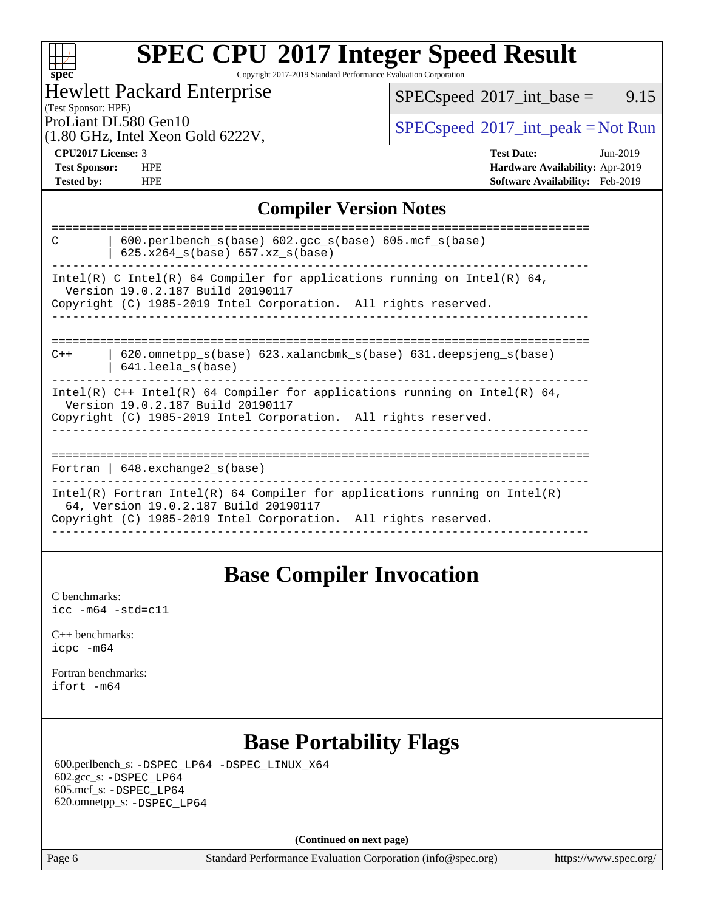# SPEC CPU 2017 Integer Speed Result

Copyright 2017-2019 Standard Performance Evaluation Corporation

**Hewlett Packard Enterprise**
(Test Sponsor: HPE)

ProLiant DL580 Gen10
(1.80 GHz, Intel Xeon Gold 6222V,

SPECspeed 2017_int_base = 9.15

SPECspeed 2017_int_peak = Not Run

| | | | |
|---|---|---|---|
| **CPU2017 License:** | 3 | **Test Date:** | Jun-2019 |
| **Test Sponsor:** | HPE | **Hardware Availability:** | Apr-2019 |
| **Tested by:** | HPE | **Software Availability:** | Feb-2019 |

## Compiler Version Notes

```
==============================================================================
C       | 600.perlbench_s(base) 602.gcc_s(base) 605.mcf_s(base)
        | 625.x264_s(base) 657.xz_s(base)
------------------------------------------------------------------------------
Intel(R) C Intel(R) 64 Compiler for applications running on Intel(R) 64,
  Version 19.0.2.187 Build 20190117
Copyright (C) 1985-2019 Intel Corporation.  All rights reserved.
------------------------------------------------------------------------------

==============================================================================
C++     | 620.omnetpp_s(base) 623.xalancbmk_s(base) 631.deepsjeng_s(base)
        | 641.leela_s(base)
------------------------------------------------------------------------------
Intel(R) C++ Intel(R) 64 Compiler for applications running on Intel(R) 64,
  Version 19.0.2.187 Build 20190117
Copyright (C) 1985-2019 Intel Corporation.  All rights reserved.
------------------------------------------------------------------------------

==============================================================================
Fortran | 648.exchange2_s(base)
------------------------------------------------------------------------------
Intel(R) Fortran Intel(R) 64 Compiler for applications running on Intel(R)
  64, Version 19.0.2.187 Build 20190117
Copyright (C) 1985-2019 Intel Corporation.  All rights reserved.
------------------------------------------------------------------------------
```

## Base Compiler Invocation

C benchmarks:
`icc -m64 -std=c11`

C++ benchmarks:
`icpc -m64`

Fortran benchmarks:
`ifort -m64`

## Base Portability Flags

600.perlbench_s: `-DSPEC_LP64 -DSPEC_LINUX_X64`
602.gcc_s: `-DSPEC_LP64`
605.mcf_s: `-DSPEC_LP64`
620.omnetpp_s: `-DSPEC_LP64`

**(Continued on next page)**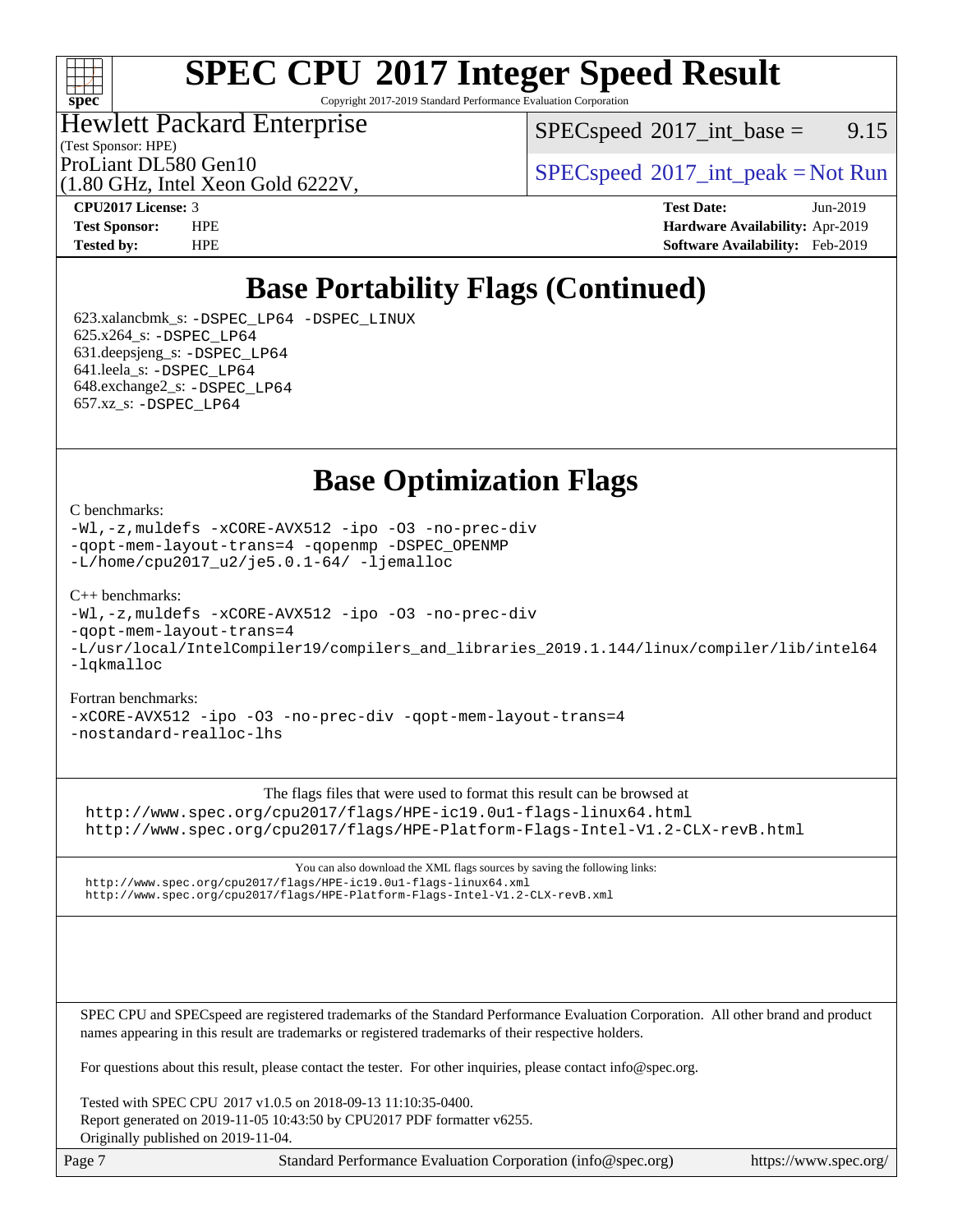# SPEC CPU 2017 Integer Speed Result

Copyright 2017-2019 Standard Performance Evaluation Corporation

Hewlett Packard Enterprise
(Test Sponsor: HPE)
ProLiant DL580 Gen10
(1.80 GHz, Intel Xeon Gold 6222V,

SPECspeed 2017_int_base = 9.15

SPECspeed 2017_int_peak = Not Run

**CPU2017 License:** 3
**Test Sponsor:** HPE
**Tested by:** HPE

**Test Date:** Jun-2019
**Hardware Availability:** Apr-2019
**Software Availability:** Feb-2019

## Base Portability Flags (Continued)

623.xalancbmk_s: -DSPEC_LP64 -DSPEC_LINUX
625.x264_s: -DSPEC_LP64
631.deepsjeng_s: -DSPEC_LP64
641.leela_s: -DSPEC_LP64
648.exchange2_s: -DSPEC_LP64
657.xz_s: -DSPEC_LP64

## Base Optimization Flags

C benchmarks:
-Wl,-z,muldefs -xCORE-AVX512 -ipo -O3 -no-prec-div
-qopt-mem-layout-trans=4 -qopenmp -DSPEC_OPENMP
-L/home/cpu2017_u2/je5.0.1-64/ -ljemalloc

C++ benchmarks:
-Wl,-z,muldefs -xCORE-AVX512 -ipo -O3 -no-prec-div
-qopt-mem-layout-trans=4
-L/usr/local/IntelCompiler19/compilers_and_libraries_2019.1.144/linux/compiler/lib/intel64
-lqkmalloc

Fortran benchmarks:
-xCORE-AVX512 -ipo -O3 -no-prec-div -qopt-mem-layout-trans=4
-nostandard-realloc-lhs

The flags files that were used to format this result can be browsed at
http://www.spec.org/cpu2017/flags/HPE-ic19.0u1-flags-linux64.html
http://www.spec.org/cpu2017/flags/HPE-Platform-Flags-Intel-V1.2-CLX-revB.html

You can also download the XML flags sources by saving the following links:
http://www.spec.org/cpu2017/flags/HPE-ic19.0u1-flags-linux64.xml
http://www.spec.org/cpu2017/flags/HPE-Platform-Flags-Intel-V1.2-CLX-revB.xml

SPEC CPU and SPECspeed are registered trademarks of the Standard Performance Evaluation Corporation. All other brand and product names appearing in this result are trademarks or registered trademarks of their respective holders.

For questions about this result, please contact the tester. For other inquiries, please contact info@spec.org.

Tested with SPEC CPU 2017 v1.0.5 on 2018-09-13 11:10:35-0400.
Report generated on 2019-11-05 10:43:50 by CPU2017 PDF formatter v6255.
Originally published on 2019-11-04.